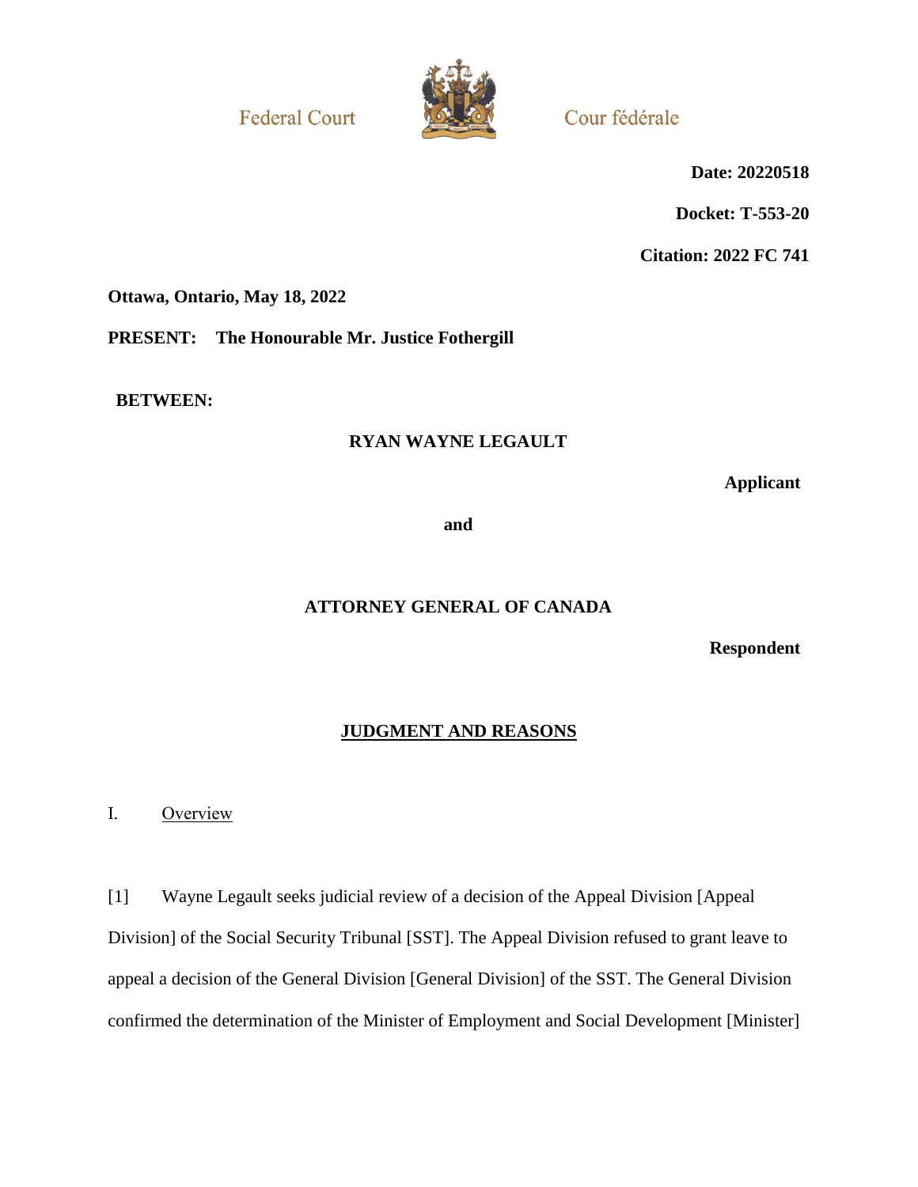Federal Court | Cour fédérale

**Date: 20220518**

**Docket: T-553-20**

**Citation: 2022 FC 741**

**Ottawa, Ontario, May 18, 2022**

**PRESENT: The Honourable Mr. Justice Fothergill**

**BETWEEN:**

**RYAN WAYNE LEGAULT**

**Applicant**

**and**

**ATTORNEY GENERAL OF CANADA**

**Respondent**

## JUDGMENT AND REASONS

### I. Overview

[1] Wayne Legault seeks judicial review of a decision of the Appeal Division [Appeal Division] of the Social Security Tribunal [SST]. The Appeal Division refused to grant leave to appeal a decision of the General Division [General Division] of the SST. The General Division confirmed the determination of the Minister of Employment and Social Development [Minister]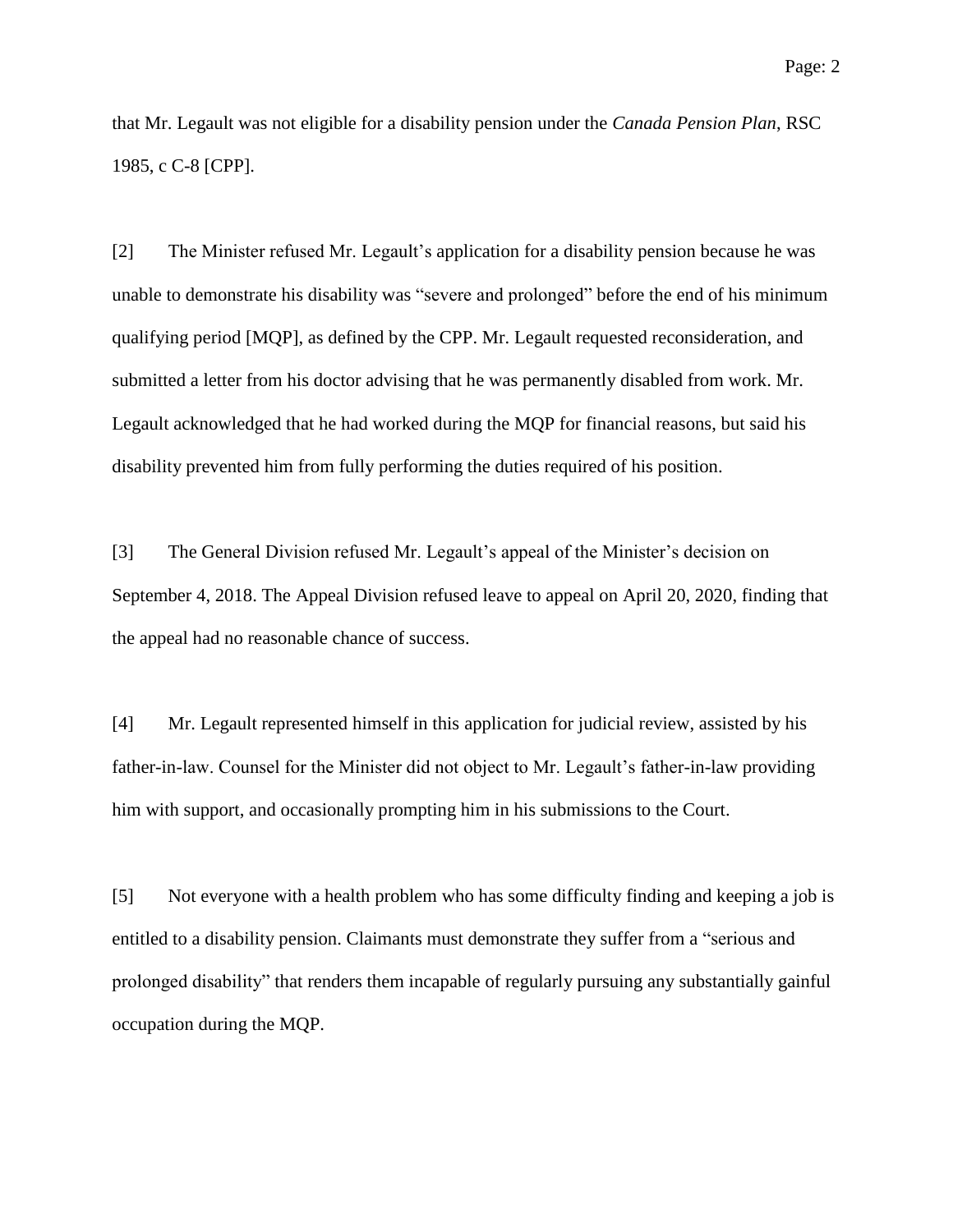that Mr. Legault was not eligible for a disability pension under the *Canada Pension Plan*, RSC 1985, c C-8 [CPP].

[2] The Minister refused Mr. Legault's application for a disability pension because he was unable to demonstrate his disability was "severe and prolonged" before the end of his minimum qualifying period [MQP], as defined by the CPP. Mr. Legault requested reconsideration, and submitted a letter from his doctor advising that he was permanently disabled from work. Mr. Legault acknowledged that he had worked during the MQP for financial reasons, but said his disability prevented him from fully performing the duties required of his position.

[3] The General Division refused Mr. Legault's appeal of the Minister's decision on September 4, 2018. The Appeal Division refused leave to appeal on April 20, 2020, finding that the appeal had no reasonable chance of success.

[4] Mr. Legault represented himself in this application for judicial review, assisted by his father-in-law. Counsel for the Minister did not object to Mr. Legault's father-in-law providing him with support, and occasionally prompting him in his submissions to the Court.

[5] Not everyone with a health problem who has some difficulty finding and keeping a job is entitled to a disability pension. Claimants must demonstrate they suffer from a "serious and prolonged disability" that renders them incapable of regularly pursuing any substantially gainful occupation during the MQP.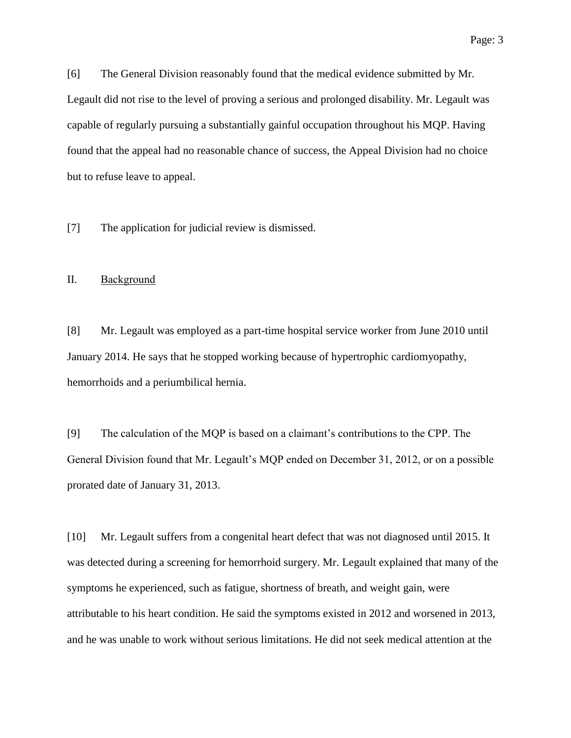[6] The General Division reasonably found that the medical evidence submitted by Mr. Legault did not rise to the level of proving a serious and prolonged disability. Mr. Legault was capable of regularly pursuing a substantially gainful occupation throughout his MQP. Having found that the appeal had no reasonable chance of success, the Appeal Division had no choice but to refuse leave to appeal.

[7] The application for judicial review is dismissed.

## II. Background

[8] Mr. Legault was employed as a part-time hospital service worker from June 2010 until January 2014. He says that he stopped working because of hypertrophic cardiomyopathy, hemorrhoids and a periumbilical hernia.

[9] The calculation of the MQP is based on a claimant's contributions to the CPP. The General Division found that Mr. Legault's MQP ended on December 31, 2012, or on a possible prorated date of January 31, 2013.

[10] Mr. Legault suffers from a congenital heart defect that was not diagnosed until 2015. It was detected during a screening for hemorrhoid surgery. Mr. Legault explained that many of the symptoms he experienced, such as fatigue, shortness of breath, and weight gain, were attributable to his heart condition. He said the symptoms existed in 2012 and worsened in 2013, and he was unable to work without serious limitations. He did not seek medical attention at the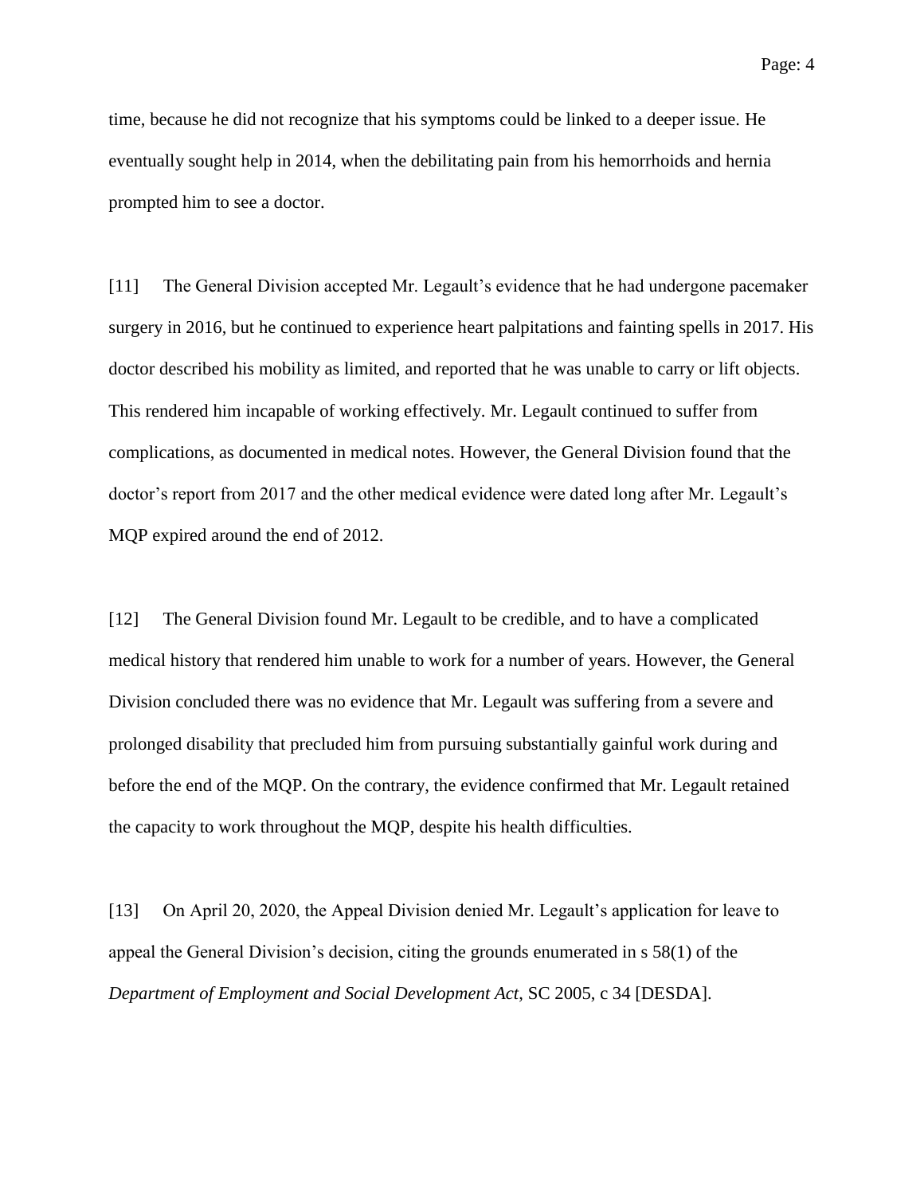time, because he did not recognize that his symptoms could be linked to a deeper issue. He eventually sought help in 2014, when the debilitating pain from his hemorrhoids and hernia prompted him to see a doctor.

[11] The General Division accepted Mr. Legault's evidence that he had undergone pacemaker surgery in 2016, but he continued to experience heart palpitations and fainting spells in 2017. His doctor described his mobility as limited, and reported that he was unable to carry or lift objects. This rendered him incapable of working effectively. Mr. Legault continued to suffer from complications, as documented in medical notes. However, the General Division found that the doctor's report from 2017 and the other medical evidence were dated long after Mr. Legault's MQP expired around the end of 2012.

[12] The General Division found Mr. Legault to be credible, and to have a complicated medical history that rendered him unable to work for a number of years. However, the General Division concluded there was no evidence that Mr. Legault was suffering from a severe and prolonged disability that precluded him from pursuing substantially gainful work during and before the end of the MQP. On the contrary, the evidence confirmed that Mr. Legault retained the capacity to work throughout the MQP, despite his health difficulties.

[13] On April 20, 2020, the Appeal Division denied Mr. Legault's application for leave to appeal the General Division's decision, citing the grounds enumerated in s 58(1) of the *Department of Employment and Social Development Act*, SC 2005, c 34 [DESDA].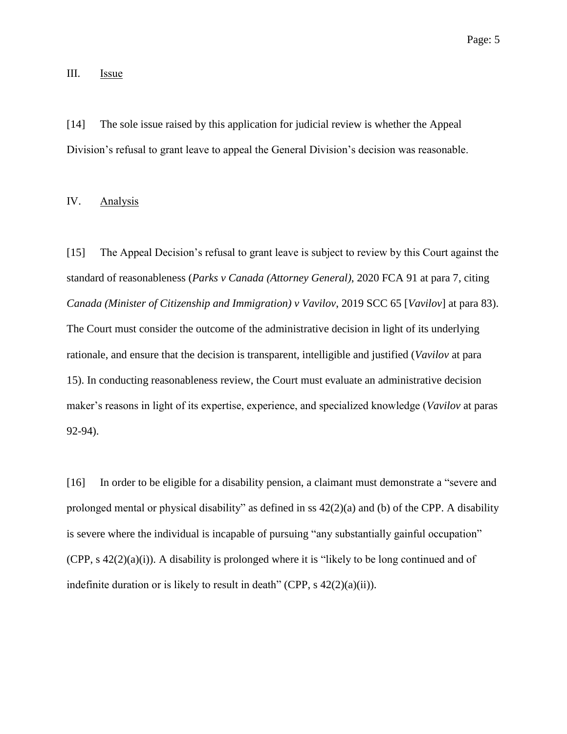## III. <u>Issue</u>

[14] The sole issue raised by this application for judicial review is whether the Appeal Division's refusal to grant leave to appeal the General Division's decision was reasonable.

## IV. <u>Analysis</u>

[15] The Appeal Decision's refusal to grant leave is subject to review by this Court against the standard of reasonableness (*Parks v Canada (Attorney General)*, 2020 FCA 91 at para 7, citing *Canada (Minister of Citizenship and Immigration) v Vavilov*, 2019 SCC 65 [*Vavilov*] at para 83). The Court must consider the outcome of the administrative decision in light of its underlying rationale, and ensure that the decision is transparent, intelligible and justified (*Vavilov* at para 15). In conducting reasonableness review, the Court must evaluate an administrative decision maker's reasons in light of its expertise, experience, and specialized knowledge (*Vavilov* at paras 92-94).

[16] In order to be eligible for a disability pension, a claimant must demonstrate a "severe and prolonged mental or physical disability" as defined in ss 42(2)(a) and (b) of the CPP. A disability is severe where the individual is incapable of pursuing "any substantially gainful occupation" (CPP, s 42(2)(a)(i)). A disability is prolonged where it is "likely to be long continued and of indefinite duration or is likely to result in death" (CPP, s 42(2)(a)(ii)).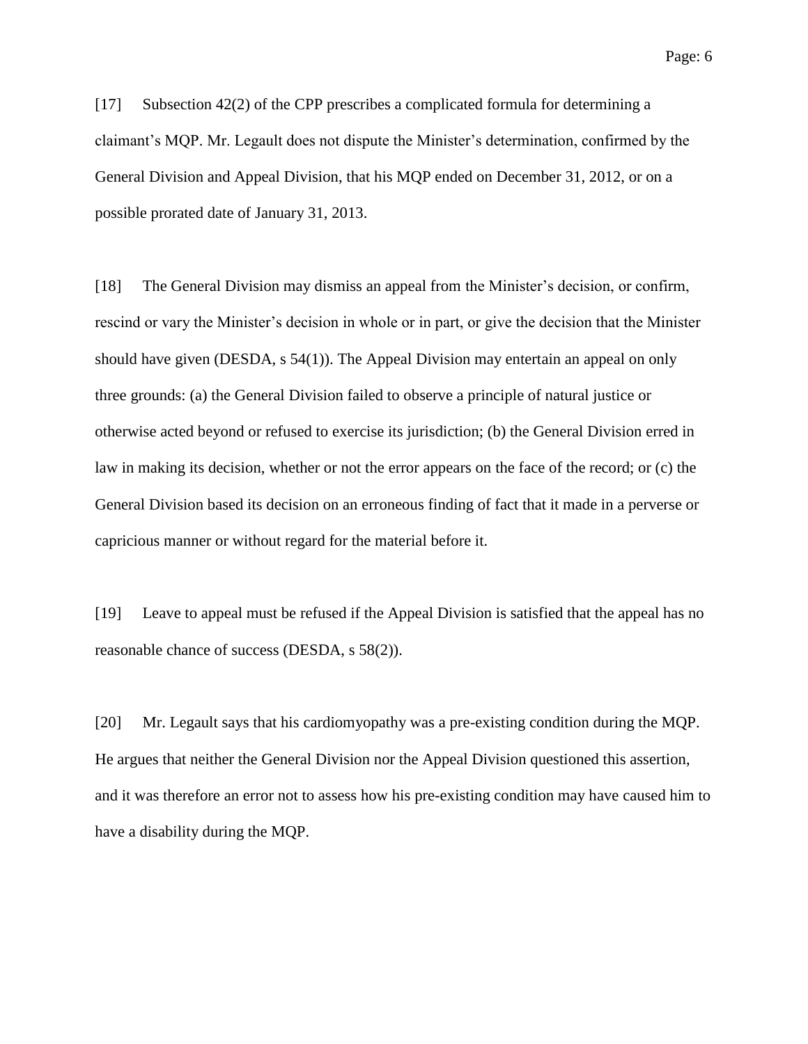[17] Subsection 42(2) of the CPP prescribes a complicated formula for determining a claimant's MQP. Mr. Legault does not dispute the Minister's determination, confirmed by the General Division and Appeal Division, that his MQP ended on December 31, 2012, or on a possible prorated date of January 31, 2013.

[18] The General Division may dismiss an appeal from the Minister's decision, or confirm, rescind or vary the Minister's decision in whole or in part, or give the decision that the Minister should have given (DESDA, s 54(1)). The Appeal Division may entertain an appeal on only three grounds: (a) the General Division failed to observe a principle of natural justice or otherwise acted beyond or refused to exercise its jurisdiction; (b) the General Division erred in law in making its decision, whether or not the error appears on the face of the record; or (c) the General Division based its decision on an erroneous finding of fact that it made in a perverse or capricious manner or without regard for the material before it.

[19] Leave to appeal must be refused if the Appeal Division is satisfied that the appeal has no reasonable chance of success (DESDA, s 58(2)).

[20] Mr. Legault says that his cardiomyopathy was a pre-existing condition during the MQP. He argues that neither the General Division nor the Appeal Division questioned this assertion, and it was therefore an error not to assess how his pre-existing condition may have caused him to have a disability during the MQP.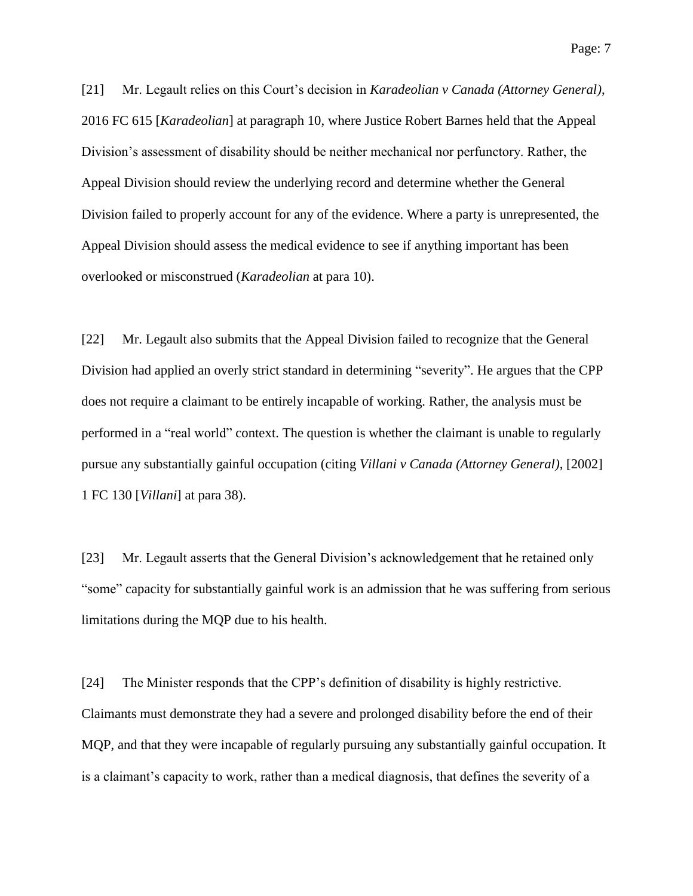[21] Mr. Legault relies on this Court's decision in *Karadeolian v Canada (Attorney General)*, 2016 FC 615 [*Karadeolian*] at paragraph 10, where Justice Robert Barnes held that the Appeal Division's assessment of disability should be neither mechanical nor perfunctory. Rather, the Appeal Division should review the underlying record and determine whether the General Division failed to properly account for any of the evidence. Where a party is unrepresented, the Appeal Division should assess the medical evidence to see if anything important has been overlooked or misconstrued (*Karadeolian* at para 10).

[22] Mr. Legault also submits that the Appeal Division failed to recognize that the General Division had applied an overly strict standard in determining "severity". He argues that the CPP does not require a claimant to be entirely incapable of working. Rather, the analysis must be performed in a "real world" context. The question is whether the claimant is unable to regularly pursue any substantially gainful occupation (citing *Villani v Canada (Attorney General)*, [2002] 1 FC 130 [*Villani*] at para 38).

[23] Mr. Legault asserts that the General Division's acknowledgement that he retained only "some" capacity for substantially gainful work is an admission that he was suffering from serious limitations during the MQP due to his health.

[24] The Minister responds that the CPP's definition of disability is highly restrictive. Claimants must demonstrate they had a severe and prolonged disability before the end of their MQP, and that they were incapable of regularly pursuing any substantially gainful occupation. It is a claimant's capacity to work, rather than a medical diagnosis, that defines the severity of a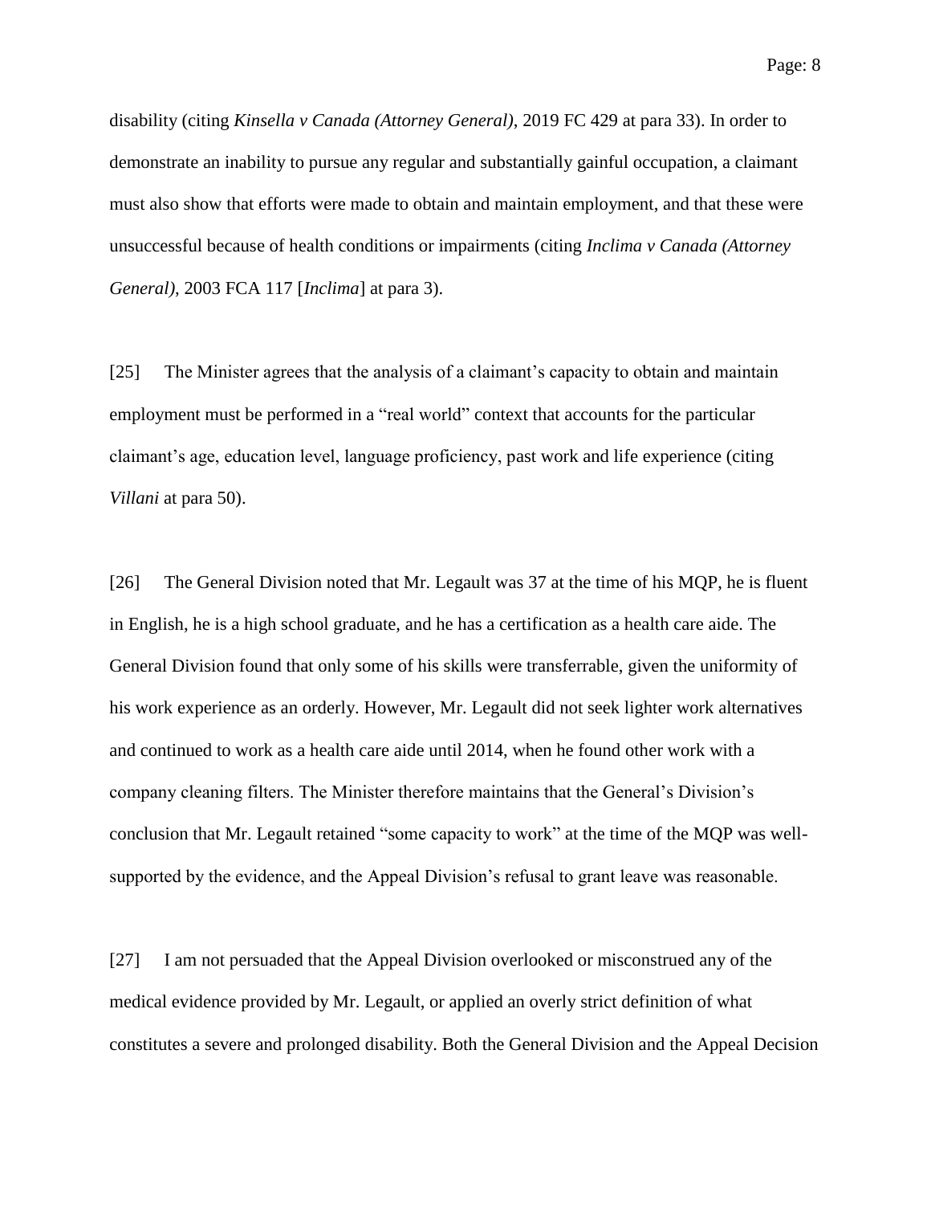disability (citing *Kinsella v Canada (Attorney General)*, 2019 FC 429 at para 33). In order to demonstrate an inability to pursue any regular and substantially gainful occupation, a claimant must also show that efforts were made to obtain and maintain employment, and that these were unsuccessful because of health conditions or impairments (citing *Inclima v Canada (Attorney General)*, 2003 FCA 117 [*Inclima*] at para 3).

[25] The Minister agrees that the analysis of a claimant's capacity to obtain and maintain employment must be performed in a "real world" context that accounts for the particular claimant's age, education level, language proficiency, past work and life experience (citing *Villani* at para 50).

[26] The General Division noted that Mr. Legault was 37 at the time of his MQP, he is fluent in English, he is a high school graduate, and he has a certification as a health care aide. The General Division found that only some of his skills were transferrable, given the uniformity of his work experience as an orderly. However, Mr. Legault did not seek lighter work alternatives and continued to work as a health care aide until 2014, when he found other work with a company cleaning filters. The Minister therefore maintains that the General's Division's conclusion that Mr. Legault retained "some capacity to work" at the time of the MQP was well-supported by the evidence, and the Appeal Division's refusal to grant leave was reasonable.

[27] I am not persuaded that the Appeal Division overlooked or misconstrued any of the medical evidence provided by Mr. Legault, or applied an overly strict definition of what constitutes a severe and prolonged disability. Both the General Division and the Appeal Decision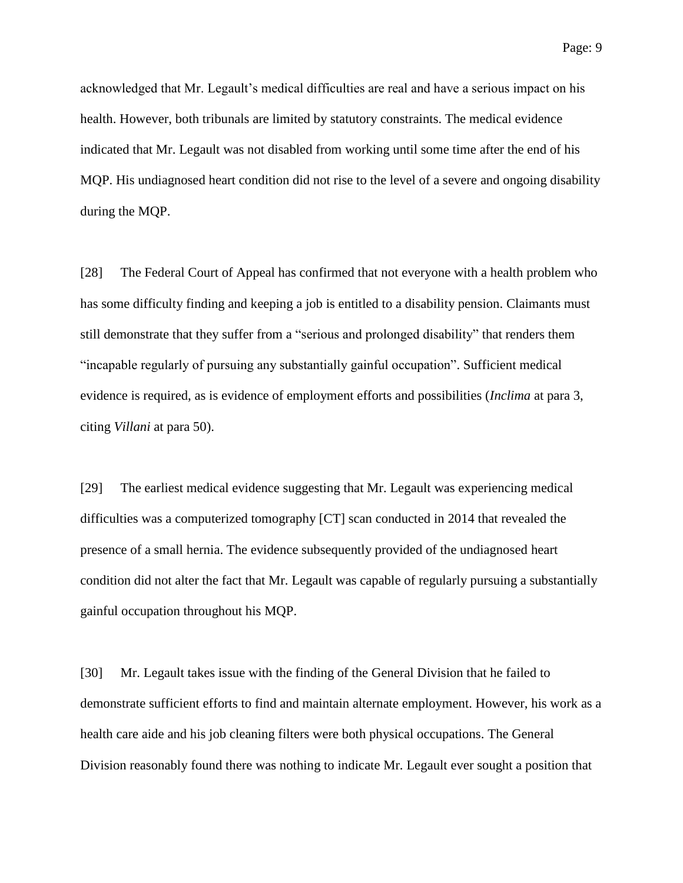acknowledged that Mr. Legault's medical difficulties are real and have a serious impact on his health. However, both tribunals are limited by statutory constraints. The medical evidence indicated that Mr. Legault was not disabled from working until some time after the end of his MQP. His undiagnosed heart condition did not rise to the level of a severe and ongoing disability during the MQP.

[28] The Federal Court of Appeal has confirmed that not everyone with a health problem who has some difficulty finding and keeping a job is entitled to a disability pension. Claimants must still demonstrate that they suffer from a "serious and prolonged disability" that renders them "incapable regularly of pursuing any substantially gainful occupation". Sufficient medical evidence is required, as is evidence of employment efforts and possibilities (*Inclima* at para 3, citing *Villani* at para 50).

[29] The earliest medical evidence suggesting that Mr. Legault was experiencing medical difficulties was a computerized tomography [CT] scan conducted in 2014 that revealed the presence of a small hernia. The evidence subsequently provided of the undiagnosed heart condition did not alter the fact that Mr. Legault was capable of regularly pursuing a substantially gainful occupation throughout his MQP.

[30] Mr. Legault takes issue with the finding of the General Division that he failed to demonstrate sufficient efforts to find and maintain alternate employment. However, his work as a health care aide and his job cleaning filters were both physical occupations. The General Division reasonably found there was nothing to indicate Mr. Legault ever sought a position that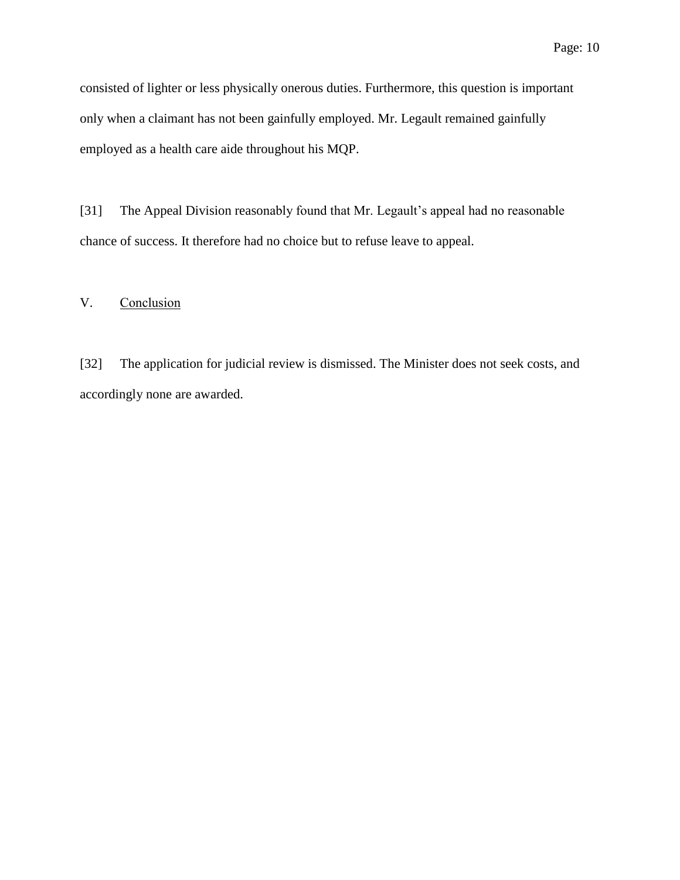consisted of lighter or less physically onerous duties. Furthermore, this question is important only when a claimant has not been gainfully employed. Mr. Legault remained gainfully employed as a health care aide throughout his MQP.

[31] The Appeal Division reasonably found that Mr. Legault's appeal had no reasonable chance of success. It therefore had no choice but to refuse leave to appeal.

## V. Conclusion

[32] The application for judicial review is dismissed. The Minister does not seek costs, and accordingly none are awarded.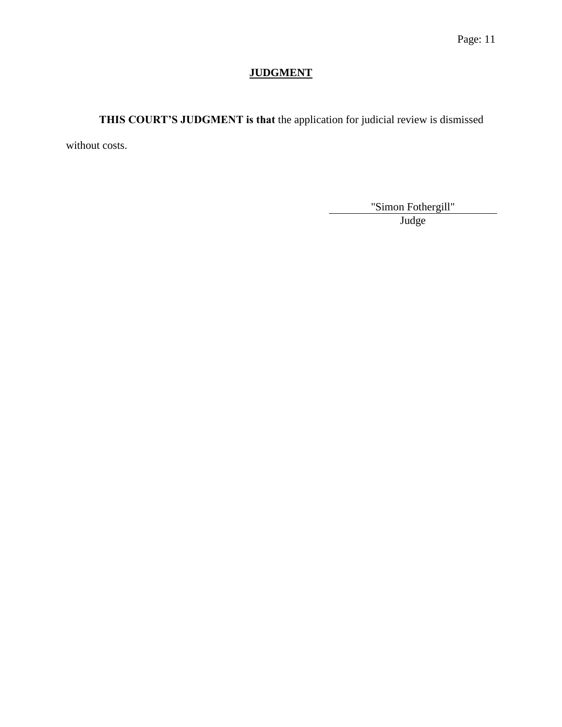## JUDGMENT

**THIS COURT'S JUDGMENT is that** the application for judicial review is dismissed without costs.

"Simon Fothergill"

Judge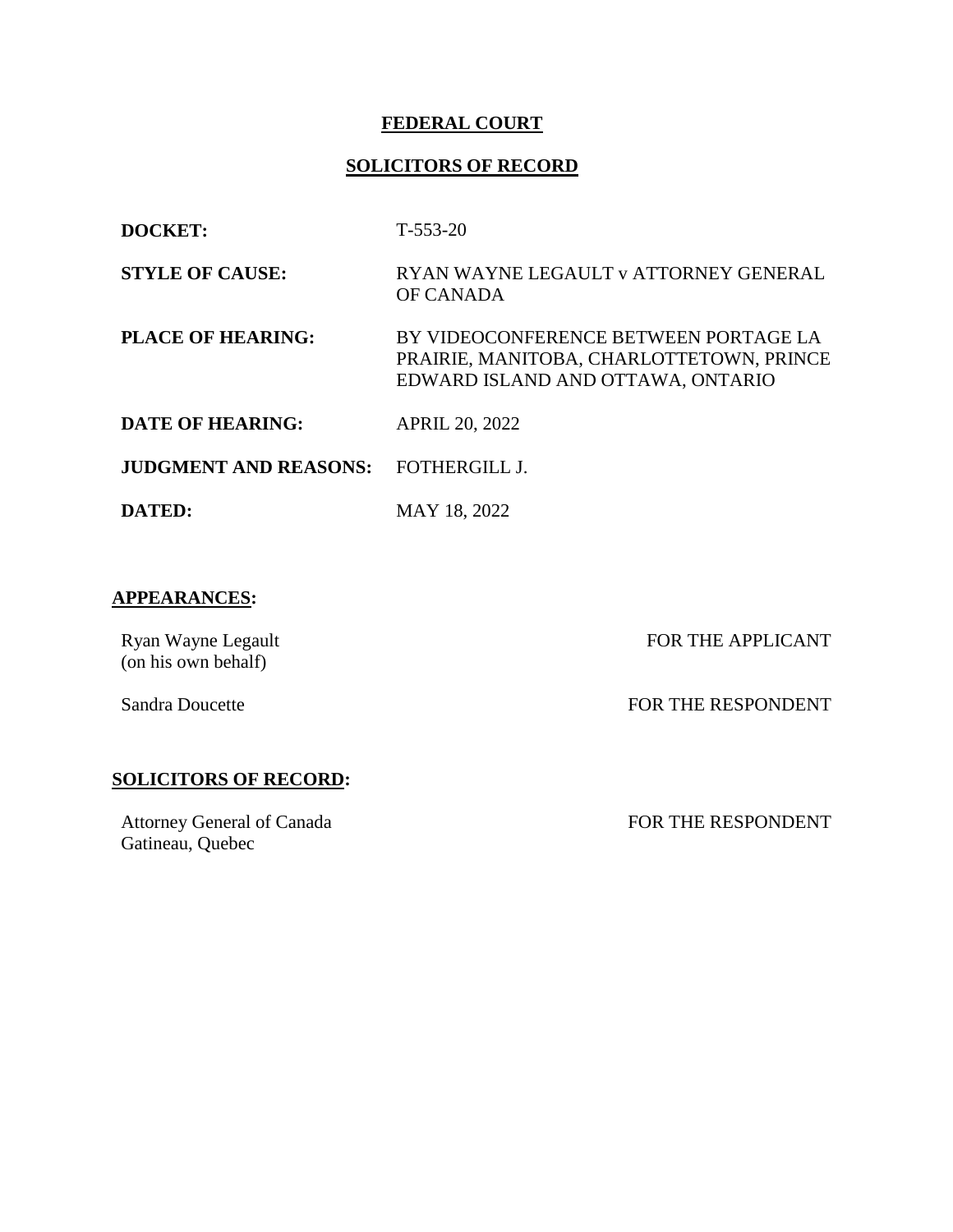# FEDERAL COURT

## SOLICITORS OF RECORD

| | |
|---|---|
| **DOCKET:** | T-553-20 |
| **STYLE OF CAUSE:** | RYAN WAYNE LEGAULT v ATTORNEY GENERAL OF CANADA |
| **PLACE OF HEARING:** | BY VIDEOCONFERENCE BETWEEN PORTAGE LA PRAIRIE, MANITOBA, CHARLOTTETOWN, PRINCE EDWARD ISLAND AND OTTAWA, ONTARIO |
| **DATE OF HEARING:** | APRIL 20, 2022 |
| **JUDGMENT AND REASONS:** | FOTHERGILL J. |
| **DATED:** | MAY 18, 2022 |

## APPEARANCES:

| | |
|---|---|
| Ryan Wayne Legault (on his own behalf) | FOR THE APPLICANT |
| Sandra Doucette | FOR THE RESPONDENT |

## SOLICITORS OF RECORD:

| | |
|---|---|
| Attorney General of Canada Gatineau, Quebec | FOR THE RESPONDENT |